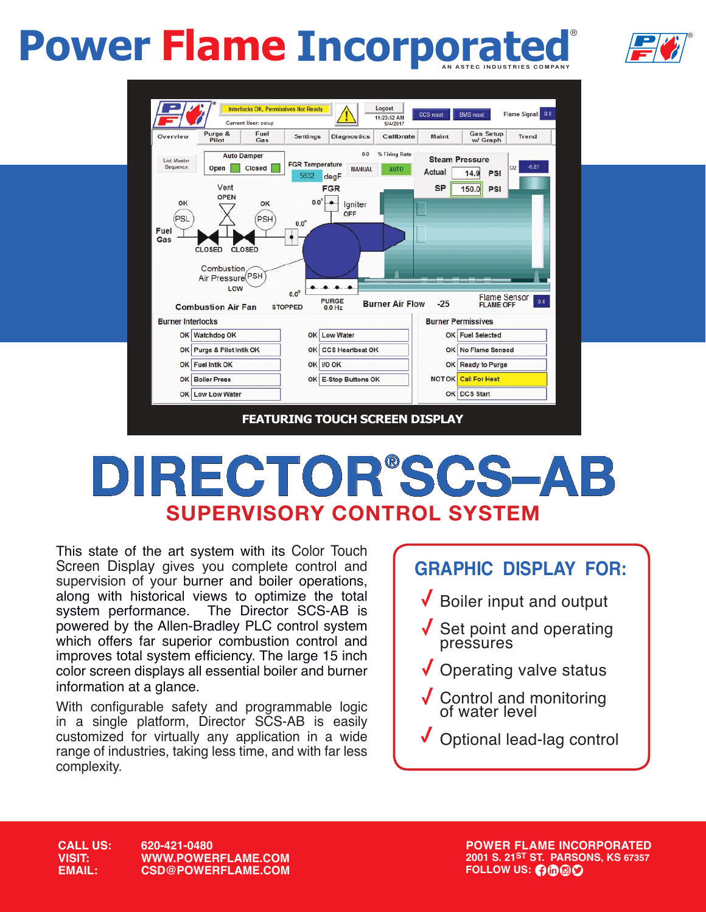# Power Flame Incorporated®

AN ASTEC INDUSTRIES COMPANY

FEATURING TOUCH SCREEN DISPLAY

# DIRECTOR® SCS–AB

## SUPERVISORY CONTROL SYSTEM

This state of the art system with its Color Touch Screen Display gives you complete control and supervision of your burner and boiler operations, along with historical views to optimize the total system performance. The Director SCS-AB is powered by the Allen-Bradley PLC control system which offers far superior combustion control and improves total system efficiency. The large 15 inch color screen displays all essential boiler and burner information at a glance.

With configurable safety and programmable logic in a single platform, Director SCS-AB is easily customized for virtually any application in a wide range of industries, taking less time, and with far less complexity.

### GRAPHIC DISPLAY FOR:

- ✓ Boiler input and output
- ✓ Set point and operating pressures
- ✓ Operating valve status
- ✓ Control and monitoring of water level
- ✓ Optional lead-lag control

**CALL US:** 620-421-0480
**VISIT:** WWW.POWERFLAME.COM
**EMAIL:** CSD@POWERFLAME.COM

**POWER FLAME INCORPORATED**
2001 S. 21ST ST. PARSONS, KS 67357
FOLLOW US: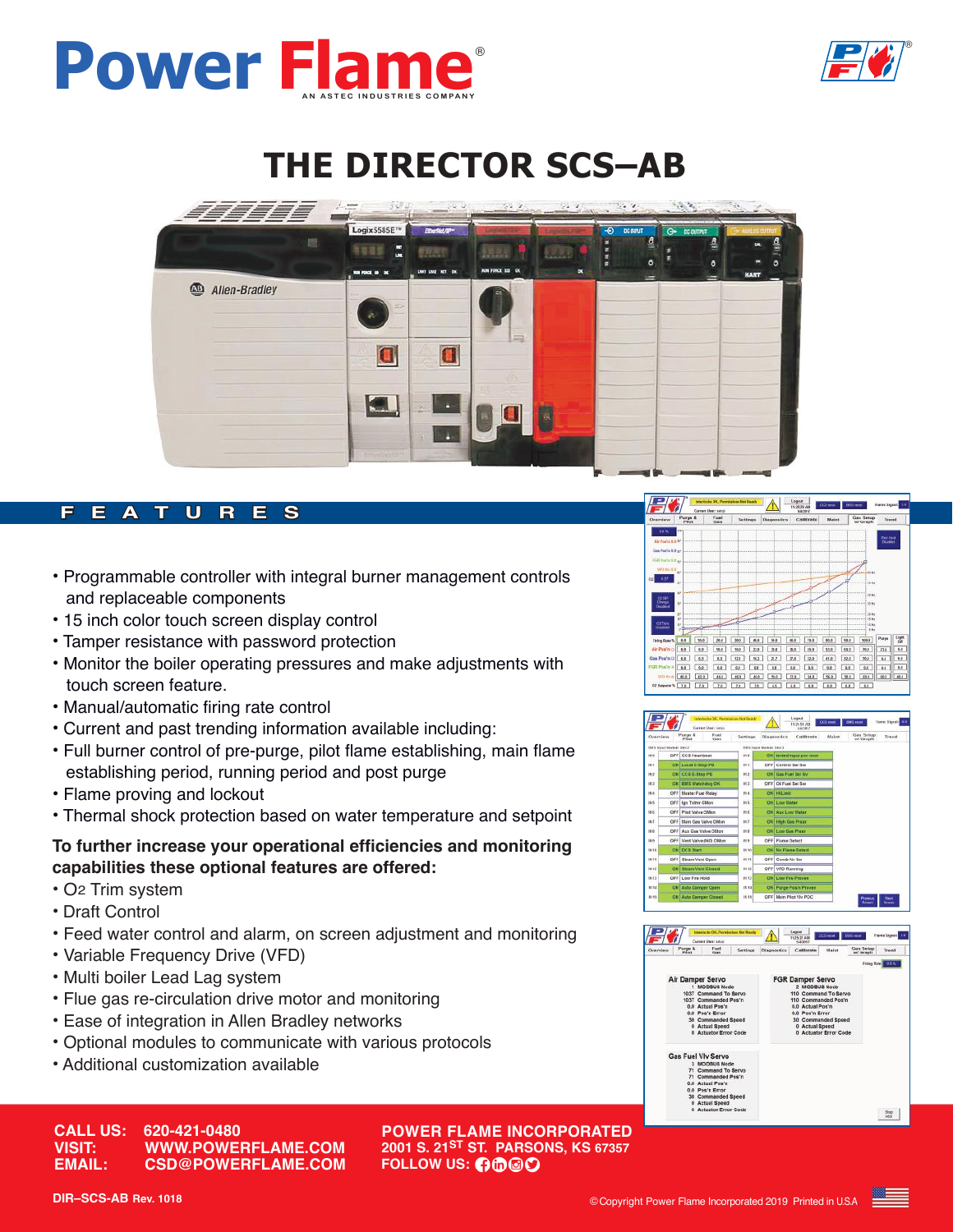# Power Flame

AN ASTEC INDUSTRIES COMPANY

# THE DIRECTOR SCS–AB

## FEATURES

- Programmable controller with integral burner management controls and replaceable components
- 15 inch color touch screen display control
- Tamper resistance with password protection
- Monitor the boiler operating pressures and make adjustments with touch screen feature.
- Manual/automatic firing rate control
- Current and past trending information available including:
- Full burner control of pre-purge, pilot flame establishing, main flame establishing period, running period and post purge
- Flame proving and lockout
- Thermal shock protection based on water temperature and setpoint

**To further increase your operational efficiencies and monitoring capabilities these optional features are offered:**

- $O_2$ Trim system
- Draft Control
- Feed water control and alarm, on screen adjustment and monitoring
- Variable Frequency Drive (VFD)
- Multi boiler Lead Lag system
- Flue gas re-circulation drive motor and monitoring
- Ease of integration in Allen Bradley networks
- Optional modules to communicate with various protocols
- Additional customization available

**CALL US:** 620-421-0480
**VISIT:** WWW.POWERFLAME.COM
**EMAIL:** CSD@POWERFLAME.COM

**POWER FLAME INCORPORATED**
**2001 S. 21ST ST. PARSONS, KS 67357**
**FOLLOW US:**

DIR–SCS-AB Rev. 1018

©Copyright Power Flame Incorporated 2019 Printed in USA